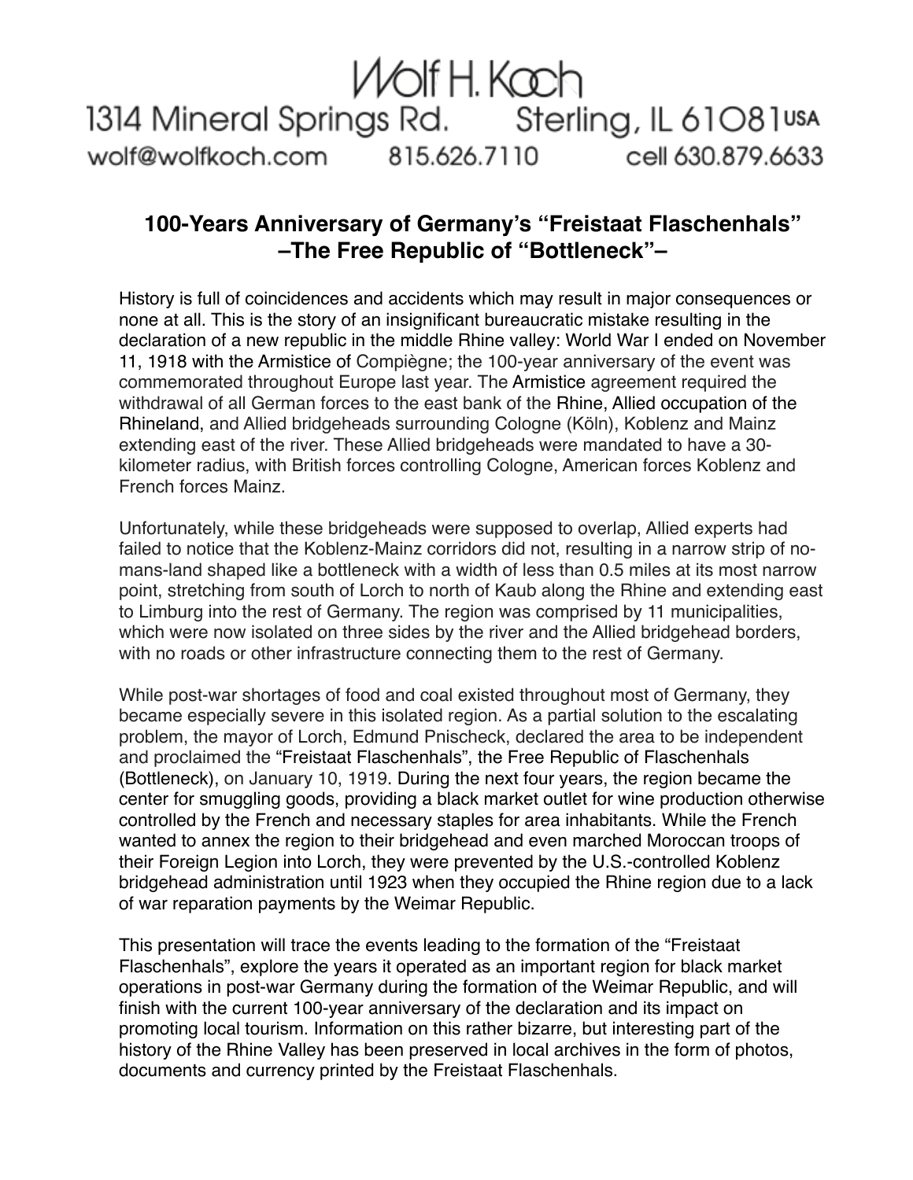Wolf H. Koch

1314 Mineral Springs Rd. Sterling, IL 61081 USA

wolf@wolfkoch.com 815.626.7110 cell 630.879.6633

## 100-Years Anniversary of Germany's "Freistaat Flaschenhals" –The Free Republic of "Bottleneck"–

History is full of coincidences and accidents which may result in major consequences or none at all. This is the story of an insignificant bureaucratic mistake resulting in the declaration of a new republic in the middle Rhine valley: World War I ended on November 11, 1918 with the Armistice of Compiègne; the 100-year anniversary of the event was commemorated throughout Europe last year. The Armistice agreement required the withdrawal of all German forces to the east bank of the Rhine, Allied occupation of the Rhineland, and Allied bridgeheads surrounding Cologne (Köln), Koblenz and Mainz extending east of the river. These Allied bridgeheads were mandated to have a 30-kilometer radius, with British forces controlling Cologne, American forces Koblenz and French forces Mainz.

Unfortunately, while these bridgeheads were supposed to overlap, Allied experts had failed to notice that the Koblenz-Mainz corridors did not, resulting in a narrow strip of no-mans-land shaped like a bottleneck with a width of less than 0.5 miles at its most narrow point, stretching from south of Lorch to north of Kaub along the Rhine and extending east to Limburg into the rest of Germany. The region was comprised by 11 municipalities, which were now isolated on three sides by the river and the Allied bridgehead borders, with no roads or other infrastructure connecting them to the rest of Germany.

While post-war shortages of food and coal existed throughout most of Germany, they became especially severe in this isolated region. As a partial solution to the escalating problem, the mayor of Lorch, Edmund Pnischeck, declared the area to be independent and proclaimed the "Freistaat Flaschenhals", the Free Republic of Flaschenhals (Bottleneck), on January 10, 1919. During the next four years, the region became the center for smuggling goods, providing a black market outlet for wine production otherwise controlled by the French and necessary staples for area inhabitants. While the French wanted to annex the region to their bridgehead and even marched Moroccan troops of their Foreign Legion into Lorch, they were prevented by the U.S.-controlled Koblenz bridgehead administration until 1923 when they occupied the Rhine region due to a lack of war reparation payments by the Weimar Republic.

This presentation will trace the events leading to the formation of the "Freistaat Flaschenhals", explore the years it operated as an important region for black market operations in post-war Germany during the formation of the Weimar Republic, and will finish with the current 100-year anniversary of the declaration and its impact on promoting local tourism. Information on this rather bizarre, but interesting part of the history of the Rhine Valley has been preserved in local archives in the form of photos, documents and currency printed by the Freistaat Flaschenhals.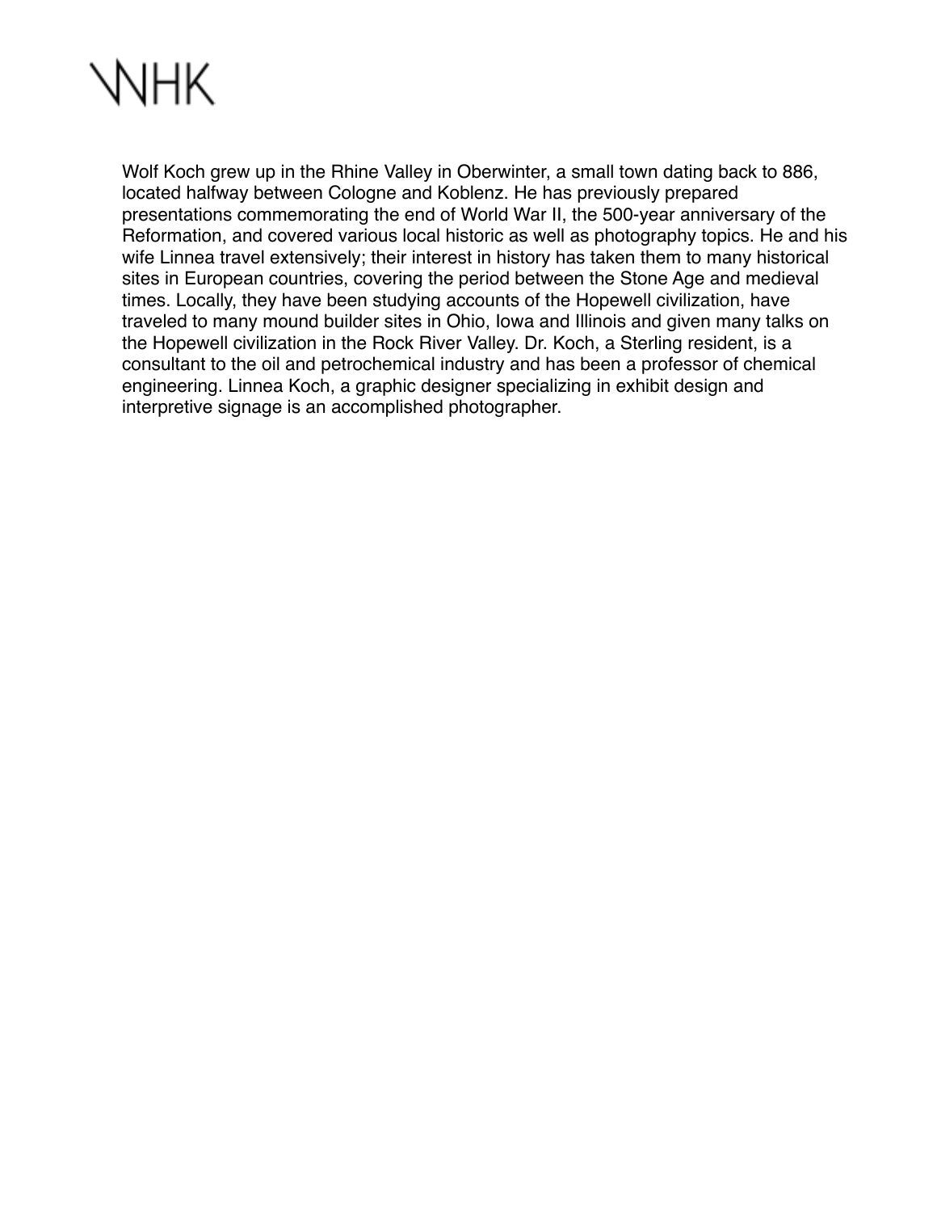WHK

Wolf Koch grew up in the Rhine Valley in Oberwinter, a small town dating back to 886, located halfway between Cologne and Koblenz. He has previously prepared presentations commemorating the end of World War II, the 500-year anniversary of the Reformation, and covered various local historic as well as photography topics. He and his wife Linnea travel extensively; their interest in history has taken them to many historical sites in European countries, covering the period between the Stone Age and medieval times. Locally, they have been studying accounts of the Hopewell civilization, have traveled to many mound builder sites in Ohio, Iowa and Illinois and given many talks on the Hopewell civilization in the Rock River Valley. Dr. Koch, a Sterling resident, is a consultant to the oil and petrochemical industry and has been a professor of chemical engineering. Linnea Koch, a graphic designer specializing in exhibit design and interpretive signage is an accomplished photographer.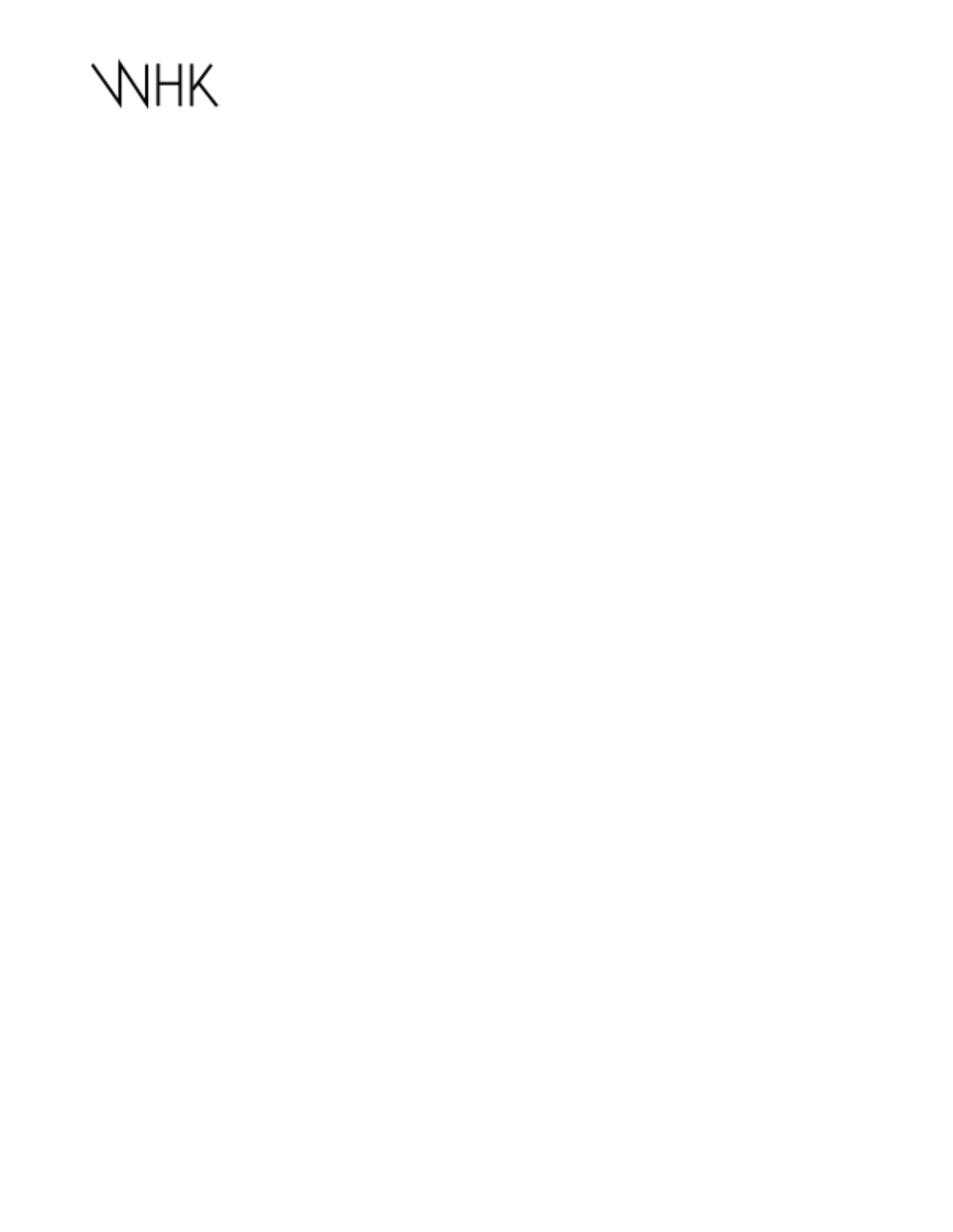WHK